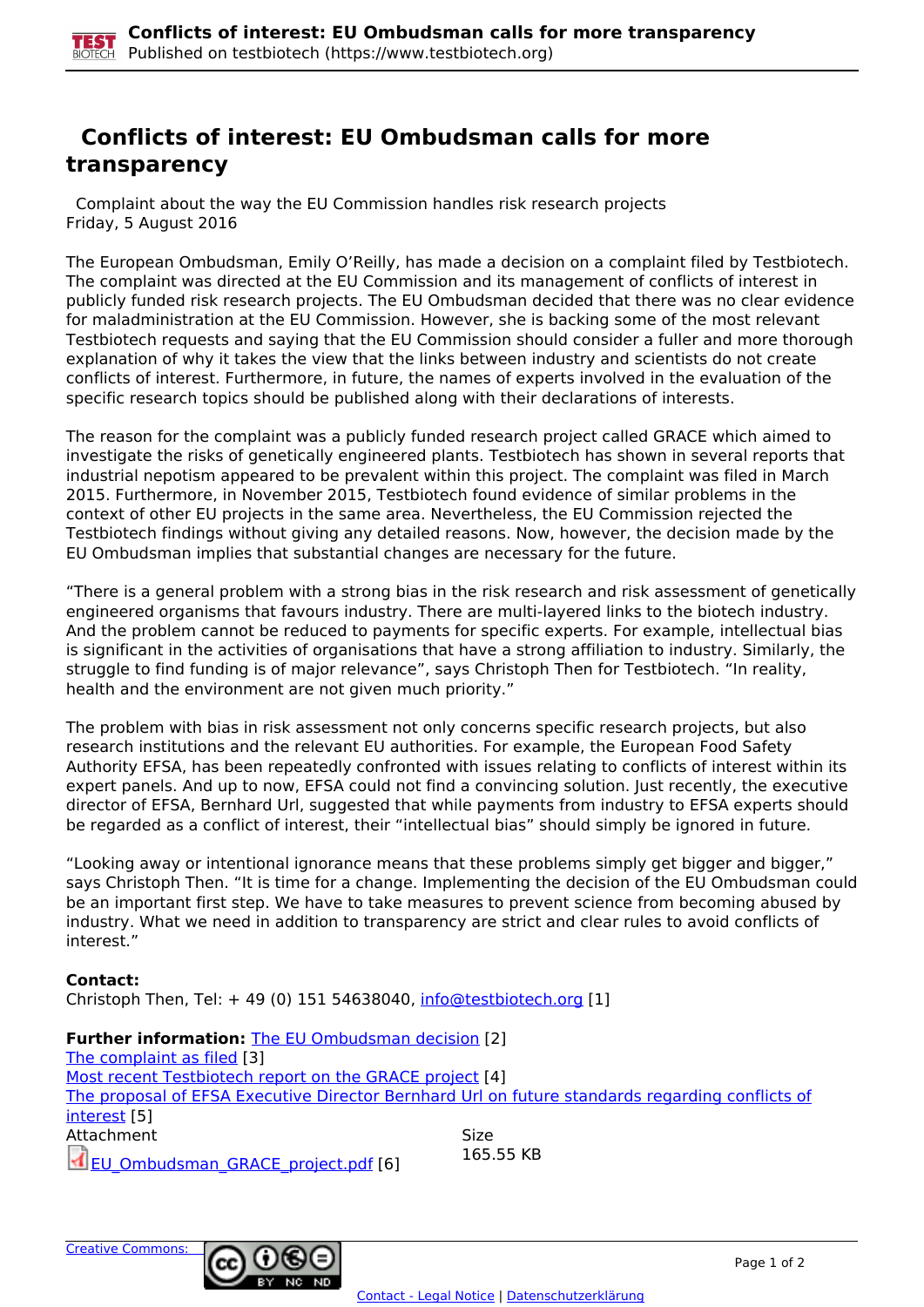# Conflicts of interest: EU Ombudsman calls for more transparency

Complaint about the way the EU Commission handles risk research projects
Friday, 5 August 2016

The European Ombudsman, Emily O'Reilly, has made a decision on a complaint filed by Testbiotech. The complaint was directed at the EU Commission and its management of conflicts of interest in publicly funded risk research projects. The EU Ombudsman decided that there was no clear evidence for maladministration at the EU Commission. However, she is backing some of the most relevant Testbiotech requests and saying that the EU Commission should consider a fuller and more thorough explanation of why it takes the view that the links between industry and scientists do not create conflicts of interest. Furthermore, in future, the names of experts involved in the evaluation of the specific research topics should be published along with their declarations of interests.

The reason for the complaint was a publicly funded research project called GRACE which aimed to investigate the risks of genetically engineered plants. Testbiotech has shown in several reports that industrial nepotism appeared to be prevalent within this project. The complaint was filed in March 2015. Furthermore, in November 2015, Testbiotech found evidence of similar problems in the context of other EU projects in the same area. Nevertheless, the EU Commission rejected the Testbiotech findings without giving any detailed reasons. Now, however, the decision made by the EU Ombudsman implies that substantial changes are necessary for the future.

"There is a general problem with a strong bias in the risk research and risk assessment of genetically engineered organisms that favours industry. There are multi-layered links to the biotech industry. And the problem cannot be reduced to payments for specific experts. For example, intellectual bias is significant in the activities of organisations that have a strong affiliation to industry. Similarly, the struggle to find funding is of major relevance", says Christoph Then for Testbiotech. "In reality, health and the environment are not given much priority."

The problem with bias in risk assessment not only concerns specific research projects, but also research institutions and the relevant EU authorities. For example, the European Food Safety Authority EFSA, has been repeatedly confronted with issues relating to conflicts of interest within its expert panels. And up to now, EFSA could not find a convincing solution. Just recently, the executive director of EFSA, Bernhard Url, suggested that while payments from industry to EFSA experts should be regarded as a conflict of interest, their "intellectual bias" should simply be ignored in future.

"Looking away or intentional ignorance means that these problems simply get bigger and bigger," says Christoph Then. "It is time for a change. Implementing the decision of the EU Ombudsman could be an important first step. We have to take measures to prevent science from becoming abused by industry. What we need in addition to transparency are strict and clear rules to avoid conflicts of interest."

**Contact:**
Christoph Then, Tel: + 49 (0) 151 54638040, info@testbiotech.org [1]

**Further information:** The EU Ombudsman decision [2]
The complaint as filed [3]
Most recent Testbiotech report on the GRACE project [4]
The proposal of EFSA Executive Director Bernhard Url on future standards regarding conflicts of interest [5]

| Attachment | Size |
| --- | --- |
| EU_Ombudsman_GRACE_project.pdf [6] | 165.55 KB |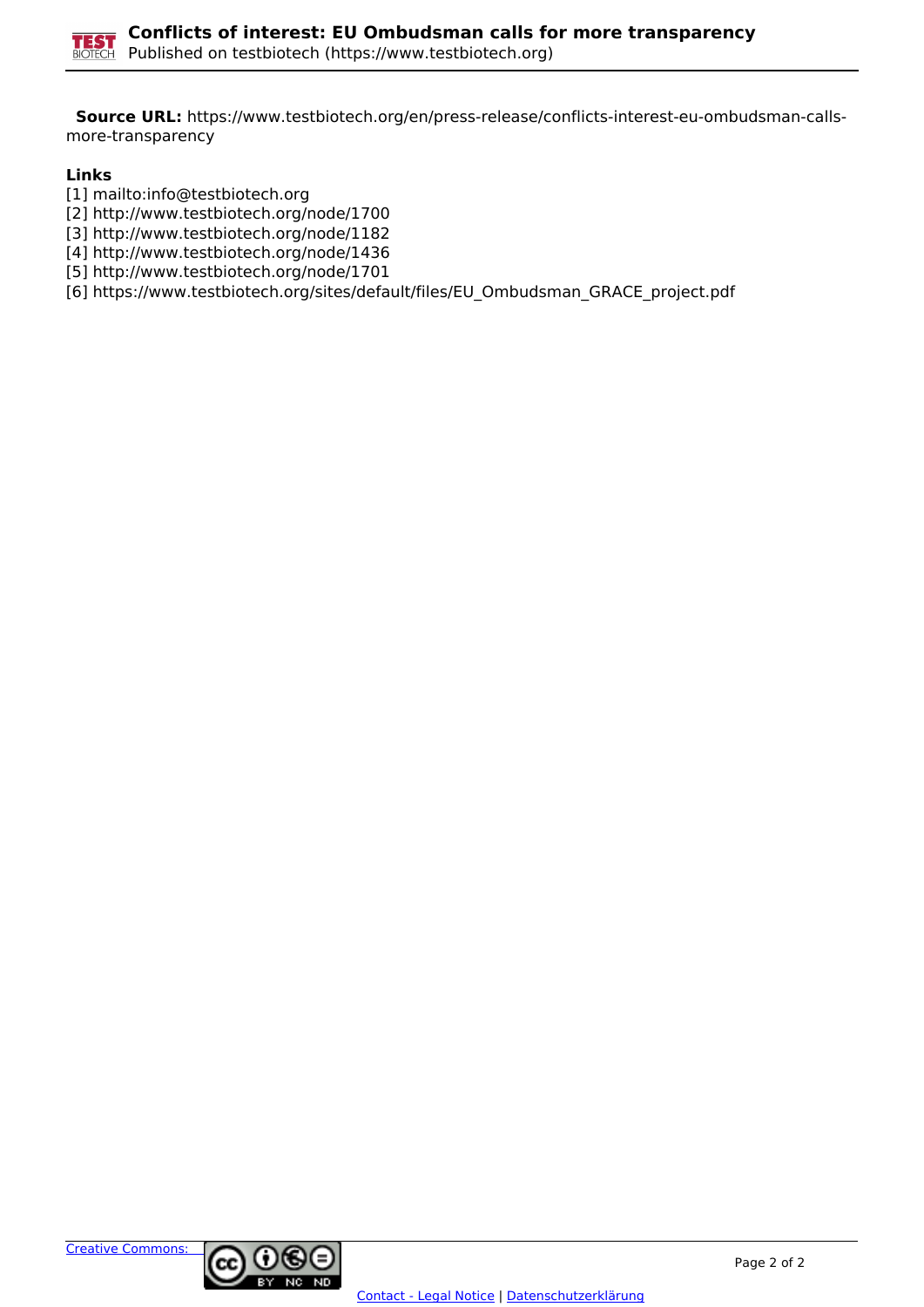**Source URL:** https://www.testbiotech.org/en/press-release/conflicts-interest-eu-ombudsman-calls-more-transparency

**Links**
[1] mailto:info@testbiotech.org
[2] http://www.testbiotech.org/node/1700
[3] http://www.testbiotech.org/node/1182
[4] http://www.testbiotech.org/node/1436
[5] http://www.testbiotech.org/node/1701
[6] https://www.testbiotech.org/sites/default/files/EU_Ombudsman_GRACE_project.pdf